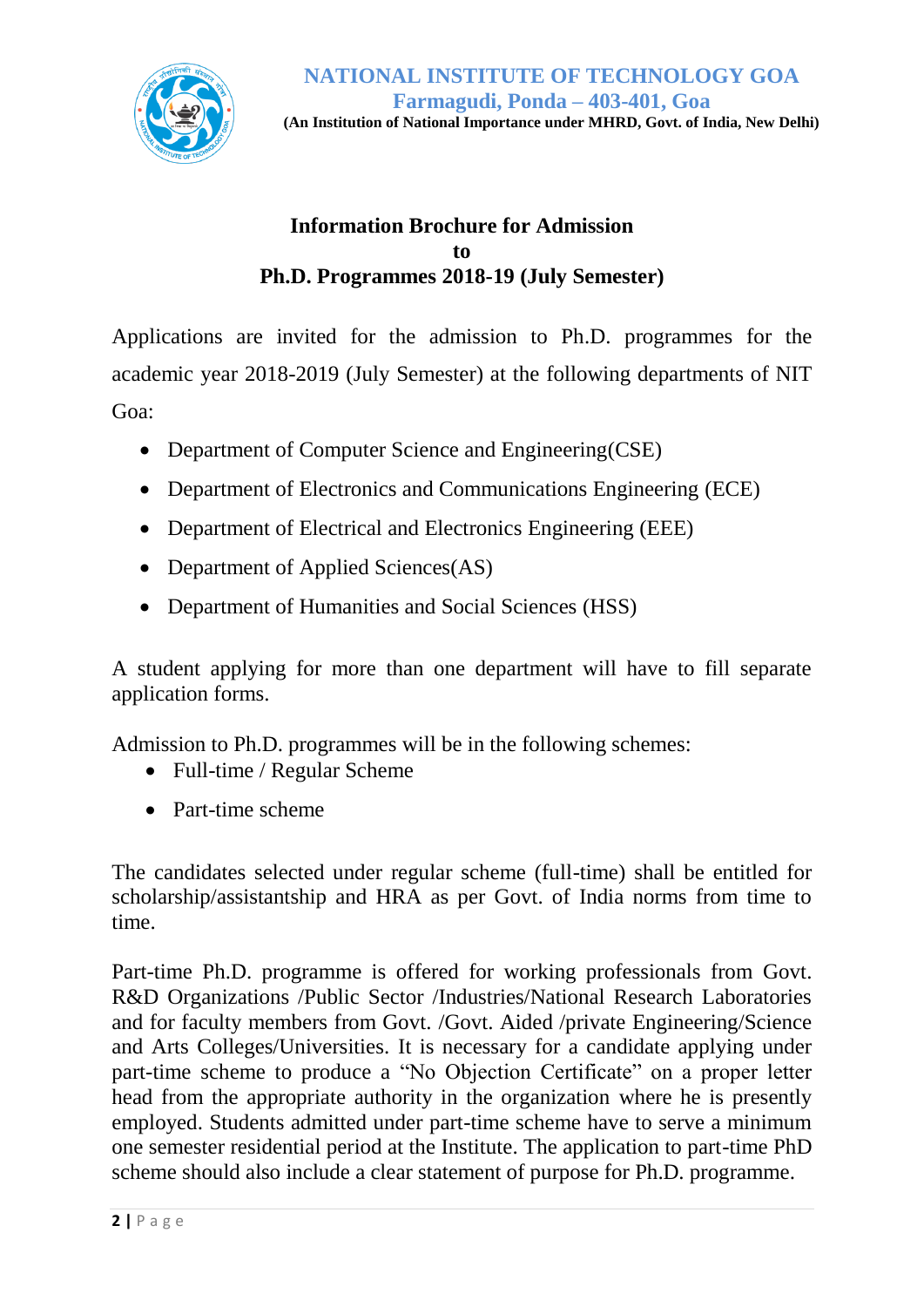# NATIONAL INSTITUTE OF TECHNOLOGY GOA

**Farmagudi, Ponda – 403-401, Goa**

**(An Institution of National Importance under MHRD, Govt. of India, New Delhi)**

## Information Brochure for Admission to Ph.D. Programmes 2018-19 (July Semester)

Applications are invited for the admission to Ph.D. programmes for the academic year 2018-2019 (July Semester) at the following departments of NIT Goa:

- Department of Computer Science and Engineering(CSE)
- Department of Electronics and Communications Engineering (ECE)
- Department of Electrical and Electronics Engineering (EEE)
- Department of Applied Sciences(AS)
- Department of Humanities and Social Sciences (HSS)

A student applying for more than one department will have to fill separate application forms.

Admission to Ph.D. programmes will be in the following schemes:

- Full-time / Regular Scheme
- Part-time scheme

The candidates selected under regular scheme (full-time) shall be entitled for scholarship/assistantship and HRA as per Govt. of India norms from time to time.

Part-time Ph.D. programme is offered for working professionals from Govt. R&D Organizations /Public Sector /Industries/National Research Laboratories and for faculty members from Govt. /Govt. Aided /private Engineering/Science and Arts Colleges/Universities. It is necessary for a candidate applying under part-time scheme to produce a "No Objection Certificate" on a proper letter head from the appropriate authority in the organization where he is presently employed. Students admitted under part-time scheme have to serve a minimum one semester residential period at the Institute. The application to part-time PhD scheme should also include a clear statement of purpose for Ph.D. programme.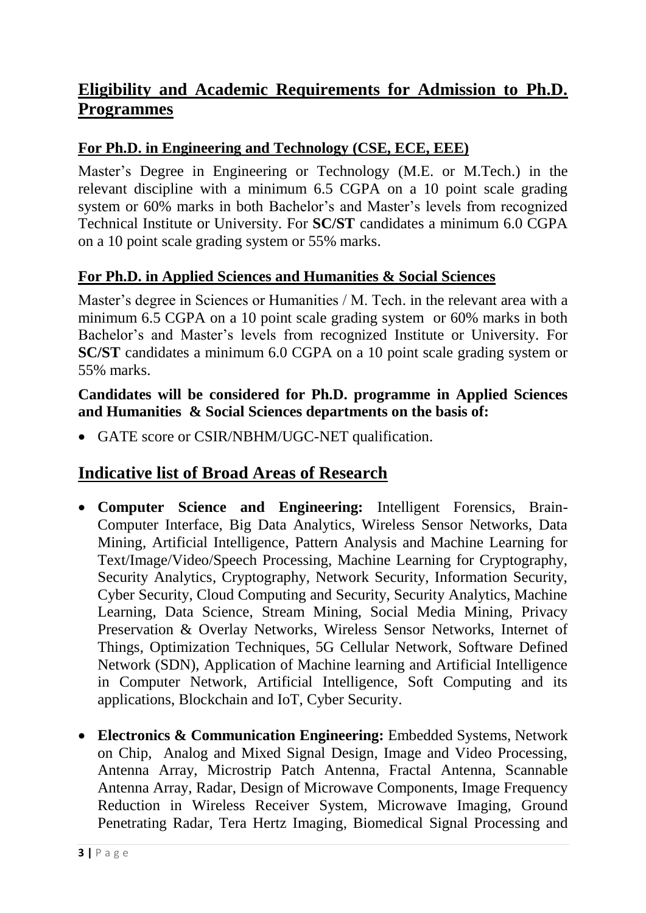## Eligibility and Academic Requirements for Admission to Ph.D. Programmes

### For Ph.D. in Engineering and Technology (CSE, ECE, EEE)

Master's Degree in Engineering or Technology (M.E. or M.Tech.) in the relevant discipline with a minimum 6.5 CGPA on a 10 point scale grading system or 60% marks in both Bachelor's and Master's levels from recognized Technical Institute or University. For **SC/ST** candidates a minimum 6.0 CGPA on a 10 point scale grading system or 55% marks.

### For Ph.D. in Applied Sciences and Humanities & Social Sciences

Master's degree in Sciences or Humanities / M. Tech. in the relevant area with a minimum 6.5 CGPA on a 10 point scale grading system or 60% marks in both Bachelor's and Master's levels from recognized Institute or University. For **SC/ST** candidates a minimum 6.0 CGPA on a 10 point scale grading system or 55% marks.

**Candidates will be considered for Ph.D. programme in Applied Sciences and Humanities & Social Sciences departments on the basis of:**

- GATE score or CSIR/NBHM/UGC-NET qualification.

## Indicative list of Broad Areas of Research

- **Computer Science and Engineering:** Intelligent Forensics, Brain-Computer Interface, Big Data Analytics, Wireless Sensor Networks, Data Mining, Artificial Intelligence, Pattern Analysis and Machine Learning for Text/Image/Video/Speech Processing, Machine Learning for Cryptography, Security Analytics, Cryptography, Network Security, Information Security, Cyber Security, Cloud Computing and Security, Security Analytics, Machine Learning, Data Science, Stream Mining, Social Media Mining, Privacy Preservation & Overlay Networks, Wireless Sensor Networks, Internet of Things, Optimization Techniques, 5G Cellular Network, Software Defined Network (SDN), Application of Machine learning and Artificial Intelligence in Computer Network, Artificial Intelligence, Soft Computing and its applications, Blockchain and IoT, Cyber Security.

- **Electronics & Communication Engineering:** Embedded Systems, Network on Chip, Analog and Mixed Signal Design, Image and Video Processing, Antenna Array, Microstrip Patch Antenna, Fractal Antenna, Scannable Antenna Array, Radar, Design of Microwave Components, Image Frequency Reduction in Wireless Receiver System, Microwave Imaging, Ground Penetrating Radar, Tera Hertz Imaging, Biomedical Signal Processing and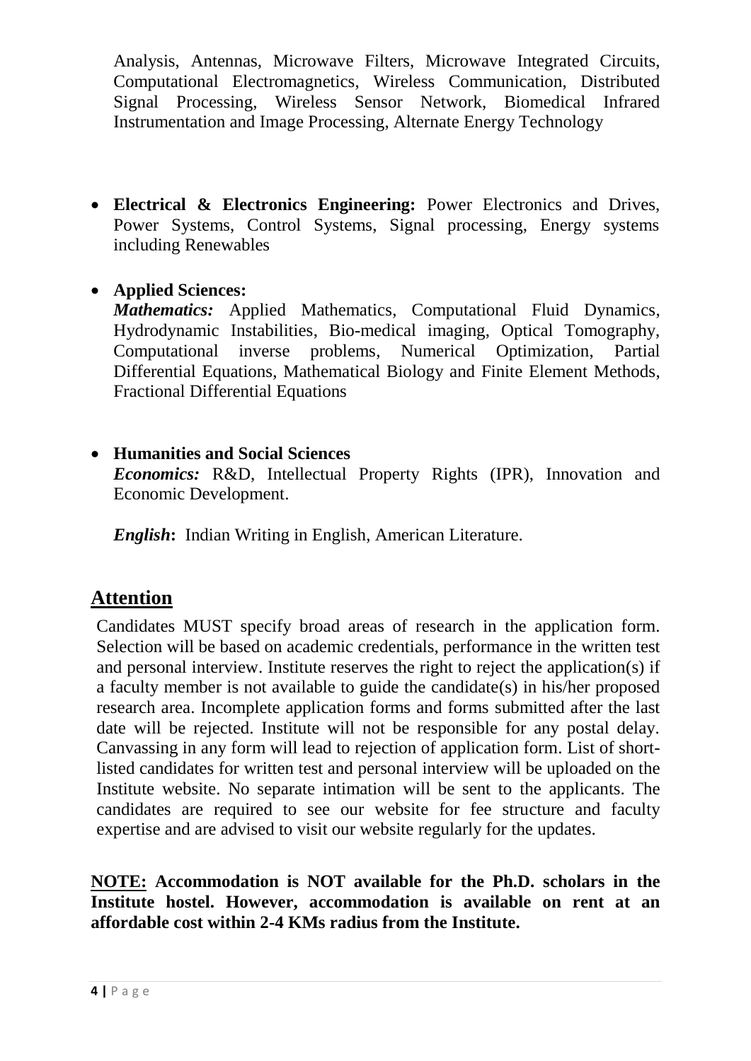Analysis, Antennas, Microwave Filters, Microwave Integrated Circuits, Computational Electromagnetics, Wireless Communication, Distributed Signal Processing, Wireless Sensor Network, Biomedical Infrared Instrumentation and Image Processing, Alternate Energy Technology

- **Electrical & Electronics Engineering:** Power Electronics and Drives, Power Systems, Control Systems, Signal processing, Energy systems including Renewables

- **Applied Sciences:**
  ***Mathematics:*** Applied Mathematics, Computational Fluid Dynamics, Hydrodynamic Instabilities, Bio-medical imaging, Optical Tomography, Computational inverse problems, Numerical Optimization, Partial Differential Equations, Mathematical Biology and Finite Element Methods, Fractional Differential Equations

- **Humanities and Social Sciences**
  ***Economics:*** R&D, Intellectual Property Rights (IPR), Innovation and Economic Development.

  ***English*:** Indian Writing in English, American Literature.

## Attention

Candidates MUST specify broad areas of research in the application form. Selection will be based on academic credentials, performance in the written test and personal interview. Institute reserves the right to reject the application(s) if a faculty member is not available to guide the candidate(s) in his/her proposed research area. Incomplete application forms and forms submitted after the last date will be rejected. Institute will not be responsible for any postal delay. Canvassing in any form will lead to rejection of application form. List of short-listed candidates for written test and personal interview will be uploaded on the Institute website. No separate intimation will be sent to the applicants. The candidates are required to see our website for fee structure and faculty expertise and are advised to visit our website regularly for the updates.

**NOTE: Accommodation is NOT available for the Ph.D. scholars in the Institute hostel. However, accommodation is available on rent at an affordable cost within 2-4 KMs radius from the Institute.**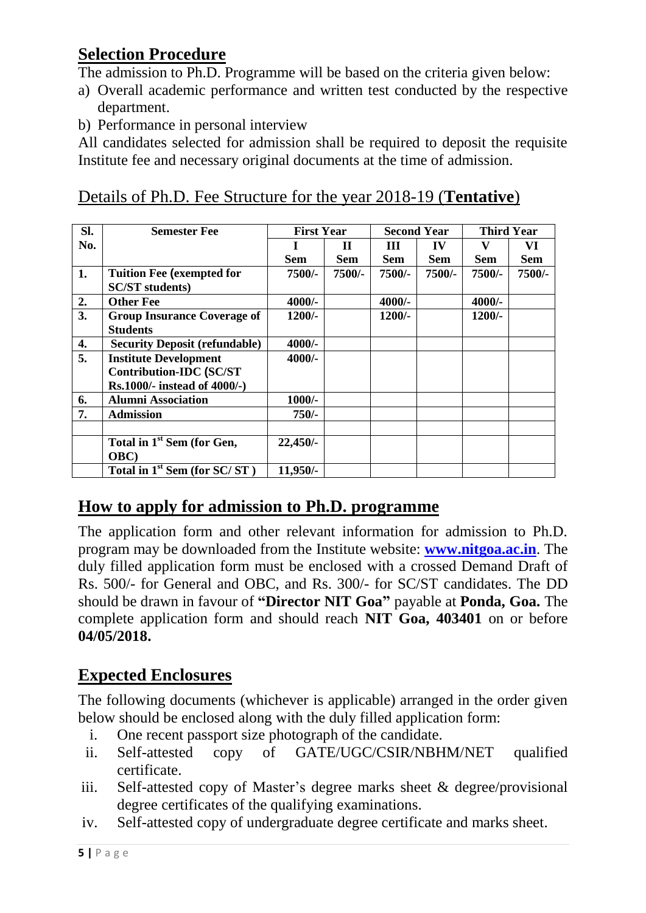## Selection Procedure

The admission to Ph.D. Programme will be based on the criteria given below:

a) Overall academic performance and written test conducted by the respective department.
b) Performance in personal interview

All candidates selected for admission shall be required to deposit the requisite Institute fee and necessary original documents at the time of admission.

## Details of Ph.D. Fee Structure for the year 2018-19 (**Tentative**)

| Sl. No. | Semester Fee | First Year | | Second Year | | Third Year | |
|---|---|---|---|---|---|---|---|
| | | I Sem | II Sem | III Sem | IV Sem | V Sem | VI Sem |
| **1.** | **Tuition Fee (exempted for SC/ST students)** | **7500/-** | **7500/-** | **7500/-** | **7500/-** | **7500/-** | **7500/-** |
| **2.** | **Other Fee** | **4000/-** | | **4000/-** | | **4000/-** | |
| **3.** | **Group Insurance Coverage of Students** | **1200/-** | | **1200/-** | | **1200/-** | |
| **4.** | **Security Deposit (refundable)** | **4000/-** | | | | | |
| **5.** | **Institute Development Contribution-IDC (SC/ST Rs.1000/- instead of 4000/-)** | **4000/-** | | | | | |
| **6.** | **Alumni Association** | **1000/-** | | | | | |
| **7.** | **Admission** | **750/-** | | | | | |
| | | | | | | | |
| | **Total in 1st Sem (for Gen, OBC)** | **22,450/-** | | | | | |
| | **Total in 1st Sem (for SC/ ST )** | **11,950/-** | | | | | |

## How to apply for admission to Ph.D. programme

The application form and other relevant information for admission to Ph.D. program may be downloaded from the Institute website: **www.nitgoa.ac.in**. The duly filled application form must be enclosed with a crossed Demand Draft of Rs. 500/- for General and OBC, and Rs. 300/- for SC/ST candidates. The DD should be drawn in favour of **"Director NIT Goa"** payable at **Ponda, Goa.** The complete application form and should reach **NIT Goa, 403401** on or before **04/05/2018.**

## Expected Enclosures

The following documents (whichever is applicable) arranged in the order given below should be enclosed along with the duly filled application form:

i. One recent passport size photograph of the candidate.
ii. Self-attested copy of GATE/UGC/CSIR/NBHM/NET qualified certificate.
iii. Self-attested copy of Master's degree marks sheet & degree/provisional degree certificates of the qualifying examinations.
iv. Self-attested copy of undergraduate degree certificate and marks sheet.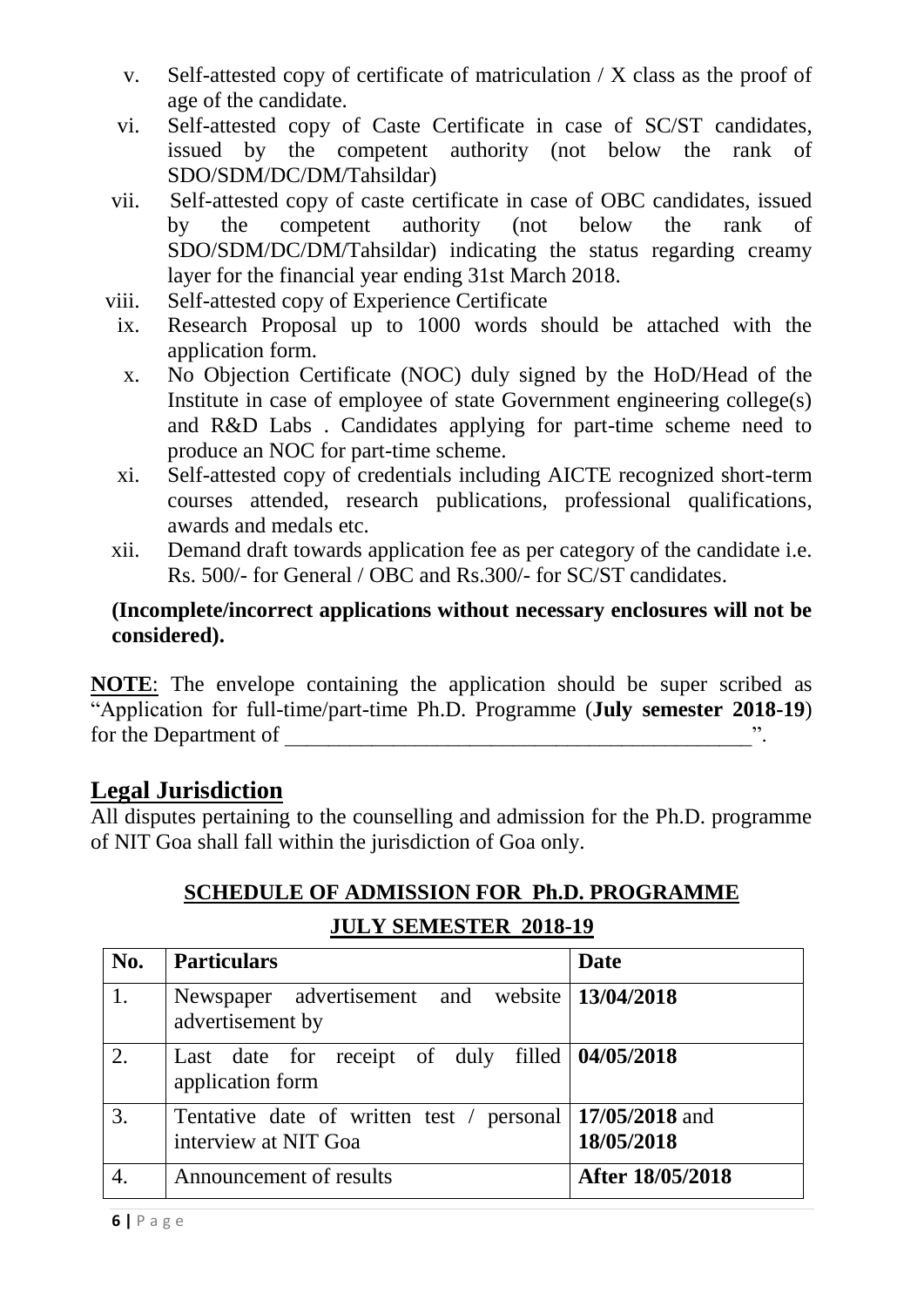v. Self-attested copy of certificate of matriculation / X class as the proof of age of the candidate.
vi. Self-attested copy of Caste Certificate in case of SC/ST candidates, issued by the competent authority (not below the rank of SDO/SDM/DC/DM/Tahsildar)
vii. Self-attested copy of caste certificate in case of OBC candidates, issued by the competent authority (not below the rank of SDO/SDM/DC/DM/Tahsildar) indicating the status regarding creamy layer for the financial year ending 31st March 2018.
viii. Self-attested copy of Experience Certificate
ix. Research Proposal up to 1000 words should be attached with the application form.
x. No Objection Certificate (NOC) duly signed by the HoD/Head of the Institute in case of employee of state Government engineering college(s) and R&D Labs . Candidates applying for part-time scheme need to produce an NOC for part-time scheme.
xi. Self-attested copy of credentials including AICTE recognized short-term courses attended, research publications, professional qualifications, awards and medals etc.
xii. Demand draft towards application fee as per category of the candidate i.e. Rs. 500/- for General / OBC and Rs.300/- for SC/ST candidates.

**(Incomplete/incorrect applications without necessary enclosures will not be considered).**

**NOTE**: The envelope containing the application should be super scribed as "Application for full-time/part-time Ph.D. Programme (**July semester 2018-19**) for the Department of ____________________________________________".

## Legal Jurisdiction

All disputes pertaining to the counselling and admission for the Ph.D. programme of NIT Goa shall fall within the jurisdiction of Goa only.

### SCHEDULE OF ADMISSION FOR Ph.D. PROGRAMME

### JULY SEMESTER 2018-19

| No. | Particulars | Date |
|---|---|---|
| 1. | Newspaper advertisement and website advertisement by | **13/04/2018** |
| 2. | Last date for receipt of duly filled application form | **04/05/2018** |
| 3. | Tentative date of written test / personal interview at NIT Goa | **17/05/2018** and **18/05/2018** |
| 4. | Announcement of results | **After 18/05/2018** |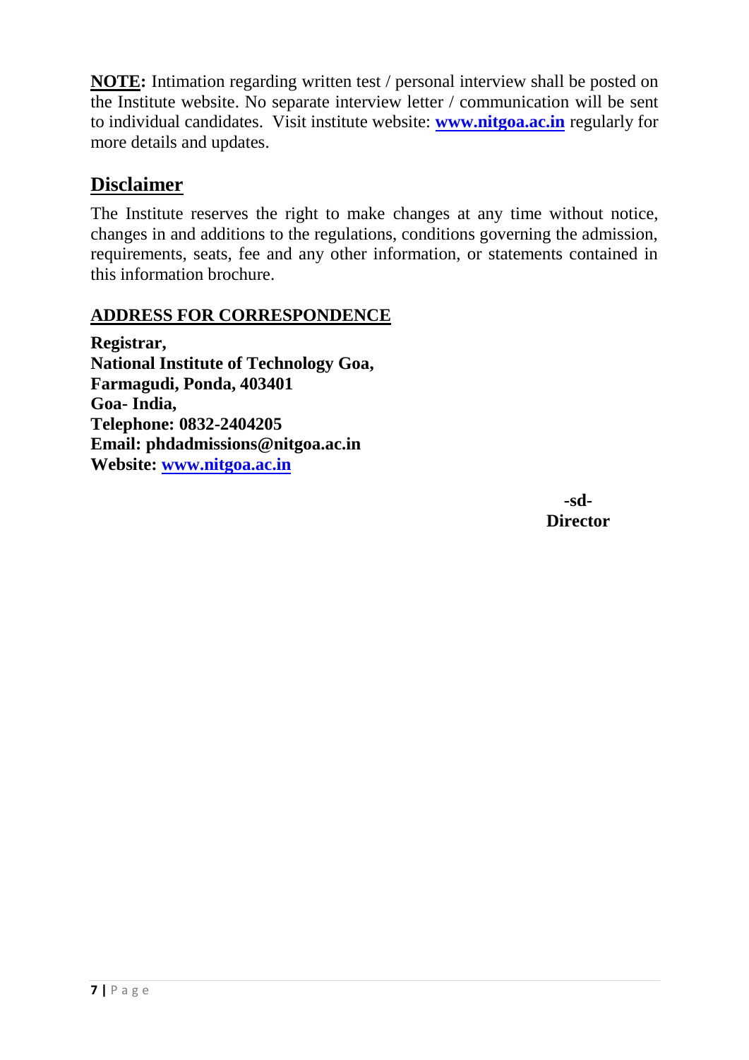**NOTE:** Intimation regarding written test / personal interview shall be posted on the Institute website. No separate interview letter / communication will be sent to individual candidates. Visit institute website: **www.nitgoa.ac.in** regularly for more details and updates.

## Disclaimer

The Institute reserves the right to make changes at any time without notice, changes in and additions to the regulations, conditions governing the admission, requirements, seats, fee and any other information, or statements contained in this information brochure.

### ADDRESS FOR CORRESPONDENCE

**Registrar,**
**National Institute of Technology Goa,**
**Farmagudi, Ponda, 403401**
**Goa- India,**
**Telephone: 0832-2404205**
**Email: phdadmissions@nitgoa.ac.in**
**Website: www.nitgoa.ac.in**

**-sd-**
**Director**